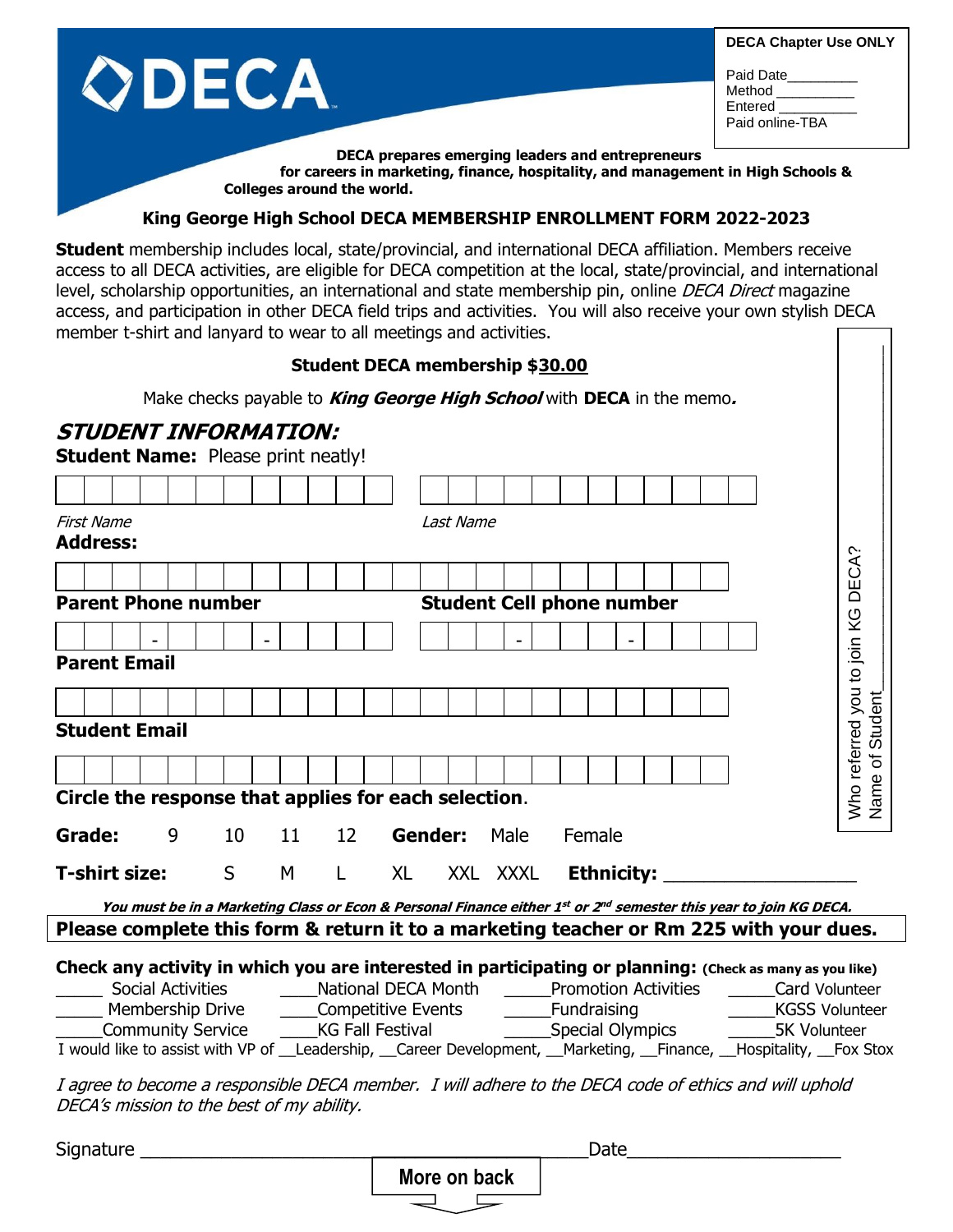**DECA Chapter Use ONLY**

Paid Date\_\_\_\_\_\_\_\_\_
Method \_\_\_\_\_\_\_\_\_\_
Entered \_\_\_\_\_\_\_\_\_\_
Paid online-TBA

# DECA

**DECA prepares emerging leaders and entrepreneurs for careers in marketing, finance, hospitality, and management in High Schools & Colleges around the world.**

## King George High School DECA MEMBERSHIP ENROLLMENT FORM 2022-2023

**Student** membership includes local, state/provincial, and international DECA affiliation. Members receive access to all DECA activities, are eligible for DECA competition at the local, state/provincial, and international level, scholarship opportunities, an international and state membership pin, online *DECA Direct* magazine access, and participation in other DECA field trips and activities. You will also receive your own stylish DECA member t-shirt and lanyard to wear to all meetings and activities.

**Student DECA membership $30.00**

Make checks payable to ***King George High School*** with **DECA** in the memo.

## *STUDENT INFORMATION:*

**Student Name:** Please print neatly!

*First Name* \_\_\_\_\_\_\_\_\_\_\_\_\_\_\_\_\_\_\_\_ *Last Name* \_\_\_\_\_\_\_\_\_\_\_\_\_\_\_\_\_\_\_\_

**Address:** \_\_\_\_\_\_\_\_\_\_\_\_\_\_\_\_\_\_\_\_\_\_\_\_\_\_\_\_\_\_\_\_\_\_\_\_\_\_\_\_

**Parent Phone number** \_\_\_\_ - \_\_\_\_ - \_\_\_\_ **Student Cell phone number** \_\_\_\_ - \_\_\_\_ - \_\_\_\_

**Parent Email** \_\_\_\_\_\_\_\_\_\_\_\_\_\_\_\_\_\_\_\_\_\_\_\_\_\_\_\_\_\_\_\_\_\_\_\_\_\_\_\_

**Student Email** \_\_\_\_\_\_\_\_\_\_\_\_\_\_\_\_\_\_\_\_\_\_\_\_\_\_\_\_\_\_\_\_\_\_\_\_\_\_\_\_

Who referred you to join KG DECA? Name of Student\_\_\_\_\_\_\_\_\_\_\_\_\_\_\_\_\_\_\_\_

**Circle the response that applies for each selection.**

**Grade:** 9 10 11 12 **Gender:** Male Female

**T-shirt size:** S M L XL XXL XXXL **Ethnicity:** \_\_\_\_\_\_\_\_\_\_\_\_\_\_\_\_\_\_

***You must be in a Marketing Class or Econ & Personal Finance either 1st or 2nd semester this year to join KG DECA.***

**Please complete this form & return it to a marketing teacher or Rm 225 with your dues.**

**Check any activity in which you are interested in participating or planning:** (Check as many as you like)

\_\_\_\_\_ Social Activities \_\_\_\_National DECA Month \_\_\_\_\_Promotion Activities \_\_\_\_\_Card Volunteer
\_\_\_\_\_ Membership Drive \_\_\_\_Competitive Events \_\_\_\_\_Fundraising \_\_\_\_\_KGSS Volunteer
\_\_\_\_\_Community Service \_\_\_\_KG Fall Festival \_\_\_\_\_Special Olympics \_\_\_\_\_5K Volunteer

I would like to assist with VP of \_\_Leadership, \_\_Career Development, \_\_Marketing, \_\_Finance, \_\_Hospitality, \_\_Fox Stox

*I agree to become a responsible DECA member. I will adhere to the DECA code of ethics and will uphold DECA's mission to the best of my ability.*

Signature \_\_\_\_\_\_\_\_\_\_\_\_\_\_\_\_\_\_\_\_\_\_\_\_\_\_\_\_\_\_\_\_\_\_\_\_\_\_\_\_ Date\_\_\_\_\_\_\_\_\_\_\_\_\_\_\_\_\_\_\_\_

**More on back**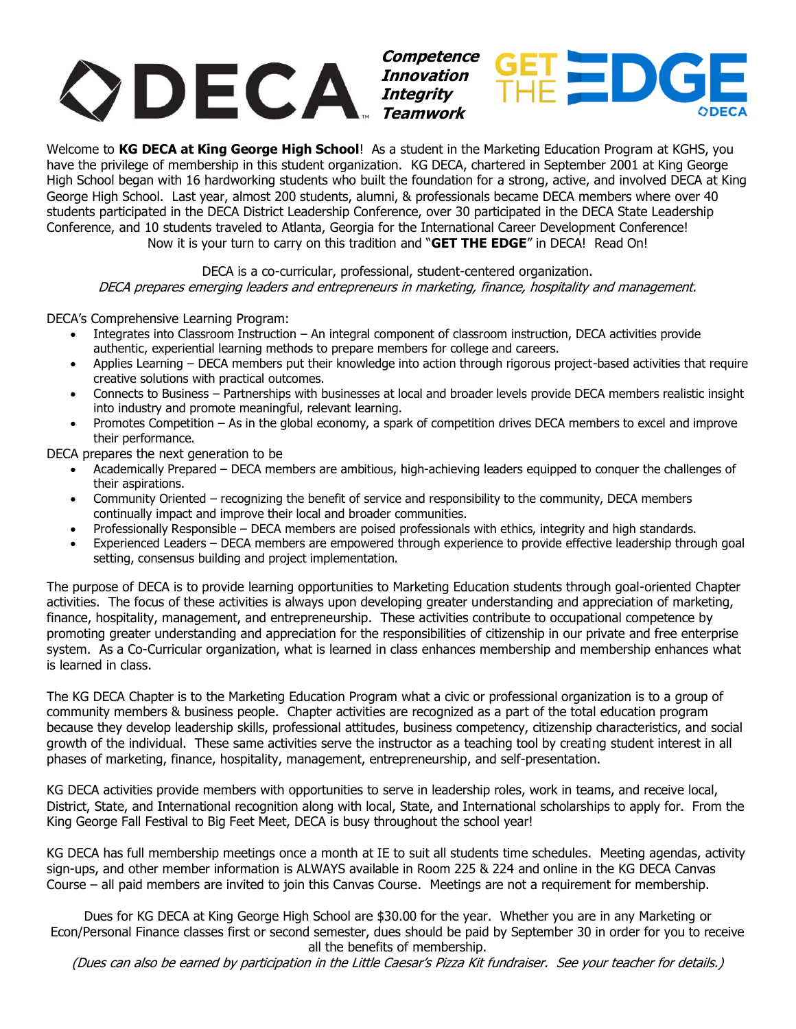**DECA** *Competence Innovation Integrity Teamwork* **GET THE EDGE** DECA

Welcome to **KG DECA at King George High School**! As a student in the Marketing Education Program at KGHS, you have the privilege of membership in this student organization. KG DECA, chartered in September 2001 at King George High School began with 16 hardworking students who built the foundation for a strong, active, and involved DECA at King George High School. Last year, almost 200 students, alumni, & professionals became DECA members where over 40 students participated in the DECA District Leadership Conference, over 30 participated in the DECA State Leadership Conference, and 10 students traveled to Atlanta, Georgia for the International Career Development Conference! Now it is your turn to carry on this tradition and "**GET THE EDGE**" in DECA! Read On!

DECA is a co-curricular, professional, student-centered organization.
*DECA prepares emerging leaders and entrepreneurs in marketing, finance, hospitality and management.*

DECA's Comprehensive Learning Program:

- Integrates into Classroom Instruction – An integral component of classroom instruction, DECA activities provide authentic, experiential learning methods to prepare members for college and careers.
- Applies Learning – DECA members put their knowledge into action through rigorous project-based activities that require creative solutions with practical outcomes.
- Connects to Business – Partnerships with businesses at local and broader levels provide DECA members realistic insight into industry and promote meaningful, relevant learning.
- Promotes Competition – As in the global economy, a spark of competition drives DECA members to excel and improve their performance.

DECA prepares the next generation to be

- Academically Prepared – DECA members are ambitious, high-achieving leaders equipped to conquer the challenges of their aspirations.
- Community Oriented – recognizing the benefit of service and responsibility to the community, DECA members continually impact and improve their local and broader communities.
- Professionally Responsible – DECA members are poised professionals with ethics, integrity and high standards.
- Experienced Leaders – DECA members are empowered through experience to provide effective leadership through goal setting, consensus building and project implementation.

The purpose of DECA is to provide learning opportunities to Marketing Education students through goal-oriented Chapter activities. The focus of these activities is always upon developing greater understanding and appreciation of marketing, finance, hospitality, management, and entrepreneurship. These activities contribute to occupational competence by promoting greater understanding and appreciation for the responsibilities of citizenship in our private and free enterprise system. As a Co-Curricular organization, what is learned in class enhances membership and membership enhances what is learned in class.

The KG DECA Chapter is to the Marketing Education Program what a civic or professional organization is to a group of community members & business people. Chapter activities are recognized as a part of the total education program because they develop leadership skills, professional attitudes, business competency, citizenship characteristics, and social growth of the individual. These same activities serve the instructor as a teaching tool by creating student interest in all phases of marketing, finance, hospitality, management, entrepreneurship, and self-presentation.

KG DECA activities provide members with opportunities to serve in leadership roles, work in teams, and receive local, District, State, and International recognition along with local, State, and International scholarships to apply for. From the King George Fall Festival to Big Feet Meet, DECA is busy throughout the school year!

KG DECA has full membership meetings once a month at IE to suit all students time schedules. Meeting agendas, activity sign-ups, and other member information is ALWAYS available in Room 225 & 224 and online in the KG DECA Canvas Course – all paid members are invited to join this Canvas Course. Meetings are not a requirement for membership.

Dues for KG DECA at King George High School are $30.00 for the year. Whether you are in any Marketing or Econ/Personal Finance classes first or second semester, dues should be paid by September 30 in order for you to receive all the benefits of membership.
*(Dues can also be earned by participation in the Little Caesar's Pizza Kit fundraiser. See your teacher for details.)*